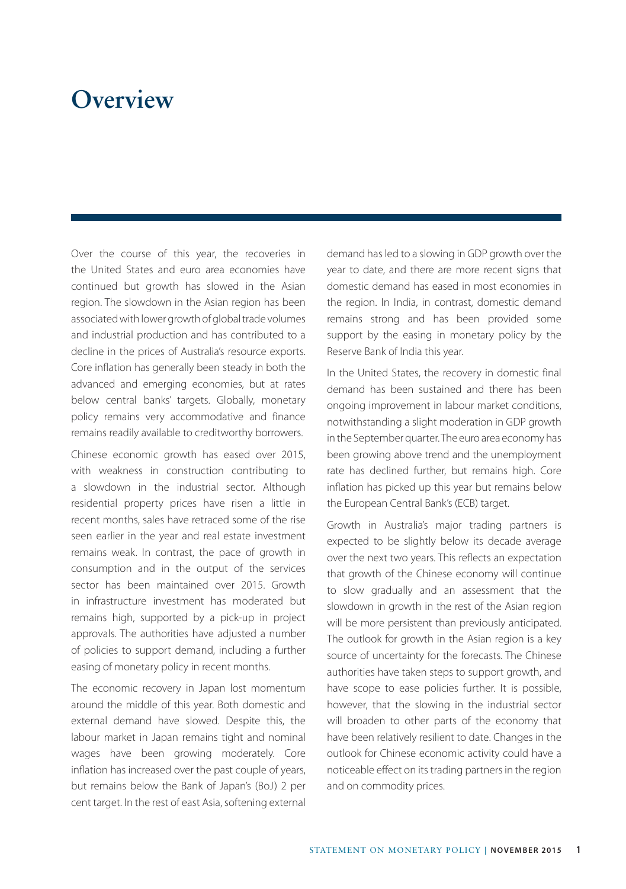# Overview

Over the course of this year, the recoveries in the United States and euro area economies have continued but growth has slowed in the Asian region. The slowdown in the Asian region has been associated with lower growth of global trade volumes and industrial production and has contributed to a decline in the prices of Australia's resource exports. Core inflation has generally been steady in both the advanced and emerging economies, but at rates below central banks' targets. Globally, monetary policy remains very accommodative and finance remains readily available to creditworthy borrowers.

Chinese economic growth has eased over 2015, with weakness in construction contributing to a slowdown in the industrial sector. Although residential property prices have risen a little in recent months, sales have retraced some of the rise seen earlier in the year and real estate investment remains weak. In contrast, the pace of growth in consumption and in the output of the services sector has been maintained over 2015. Growth in infrastructure investment has moderated but remains high, supported by a pick-up in project approvals. The authorities have adjusted a number of policies to support demand, including a further easing of monetary policy in recent months.

The economic recovery in Japan lost momentum around the middle of this year. Both domestic and external demand have slowed. Despite this, the labour market in Japan remains tight and nominal wages have been growing moderately. Core inflation has increased over the past couple of years, but remains below the Bank of Japan's (BoJ) 2 per cent target. In the rest of east Asia, softening external demand has led to a slowing in GDP growth over the year to date, and there are more recent signs that domestic demand has eased in most economies in the region. In India, in contrast, domestic demand remains strong and has been provided some support by the easing in monetary policy by the Reserve Bank of India this year.

In the United States, the recovery in domestic final demand has been sustained and there has been ongoing improvement in labour market conditions, notwithstanding a slight moderation in GDP growth in the September quarter. The euro area economy has been growing above trend and the unemployment rate has declined further, but remains high. Core inflation has picked up this year but remains below the European Central Bank's (ECB) target.

Growth in Australia's major trading partners is expected to be slightly below its decade average over the next two years. This reflects an expectation that growth of the Chinese economy will continue to slow gradually and an assessment that the slowdown in growth in the rest of the Asian region will be more persistent than previously anticipated. The outlook for growth in the Asian region is a key source of uncertainty for the forecasts. The Chinese authorities have taken steps to support growth, and have scope to ease policies further. It is possible, however, that the slowing in the industrial sector will broaden to other parts of the economy that have been relatively resilient to date. Changes in the outlook for Chinese economic activity could have a noticeable effect on its trading partners in the region and on commodity prices.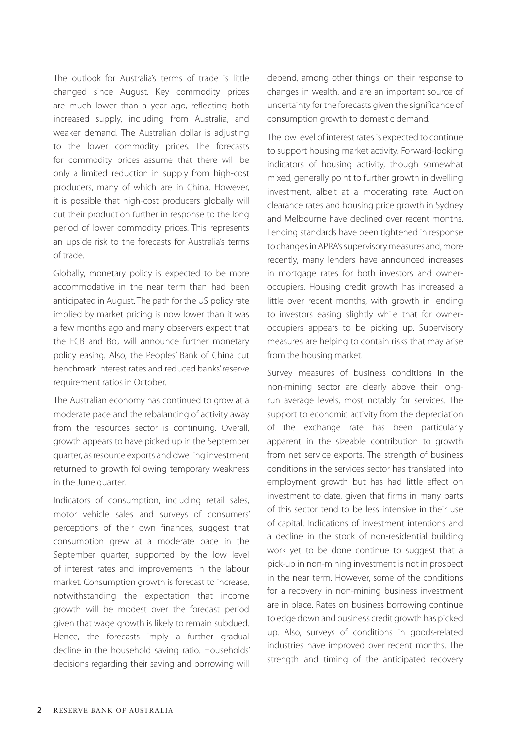The outlook for Australia's terms of trade is little changed since August. Key commodity prices are much lower than a year ago, reflecting both increased supply, including from Australia, and weaker demand. The Australian dollar is adjusting to the lower commodity prices. The forecasts for commodity prices assume that there will be only a limited reduction in supply from high-cost producers, many of which are in China. However, it is possible that high-cost producers globally will cut their production further in response to the long period of lower commodity prices. This represents an upside risk to the forecasts for Australia's terms of trade.

Globally, monetary policy is expected to be more accommodative in the near term than had been anticipated in August. The path for the US policy rate implied by market pricing is now lower than it was a few months ago and many observers expect that the ECB and BoJ will announce further monetary policy easing. Also, the Peoples' Bank of China cut benchmark interest rates and reduced banks' reserve requirement ratios in October.

The Australian economy has continued to grow at a moderate pace and the rebalancing of activity away from the resources sector is continuing. Overall, growth appears to have picked up in the September quarter, as resource exports and dwelling investment returned to growth following temporary weakness in the June quarter.

Indicators of consumption, including retail sales, motor vehicle sales and surveys of consumers' perceptions of their own finances, suggest that consumption grew at a moderate pace in the September quarter, supported by the low level of interest rates and improvements in the labour market. Consumption growth is forecast to increase, notwithstanding the expectation that income growth will be modest over the forecast period given that wage growth is likely to remain subdued. Hence, the forecasts imply a further gradual decline in the household saving ratio. Households' decisions regarding their saving and borrowing will depend, among other things, on their response to changes in wealth, and are an important source of uncertainty for the forecasts given the significance of consumption growth to domestic demand.

The low level of interest rates is expected to continue to support housing market activity. Forward-looking indicators of housing activity, though somewhat mixed, generally point to further growth in dwelling investment, albeit at a moderating rate. Auction clearance rates and housing price growth in Sydney and Melbourne have declined over recent months. Lending standards have been tightened in response to changes in APRA's supervisory measures and, more recently, many lenders have announced increases in mortgage rates for both investors and owner-occupiers. Housing credit growth has increased a little over recent months, with growth in lending to investors easing slightly while that for owner-occupiers appears to be picking up. Supervisory measures are helping to contain risks that may arise from the housing market.

Survey measures of business conditions in the non-mining sector are clearly above their long-run average levels, most notably for services. The support to economic activity from the depreciation of the exchange rate has been particularly apparent in the sizeable contribution to growth from net service exports. The strength of business conditions in the services sector has translated into employment growth but has had little effect on investment to date, given that firms in many parts of this sector tend to be less intensive in their use of capital. Indications of investment intentions and a decline in the stock of non-residential building work yet to be done continue to suggest that a pick-up in non-mining investment is not in prospect in the near term. However, some of the conditions for a recovery in non-mining business investment are in place. Rates on business borrowing continue to edge down and business credit growth has picked up. Also, surveys of conditions in goods-related industries have improved over recent months. The strength and timing of the anticipated recovery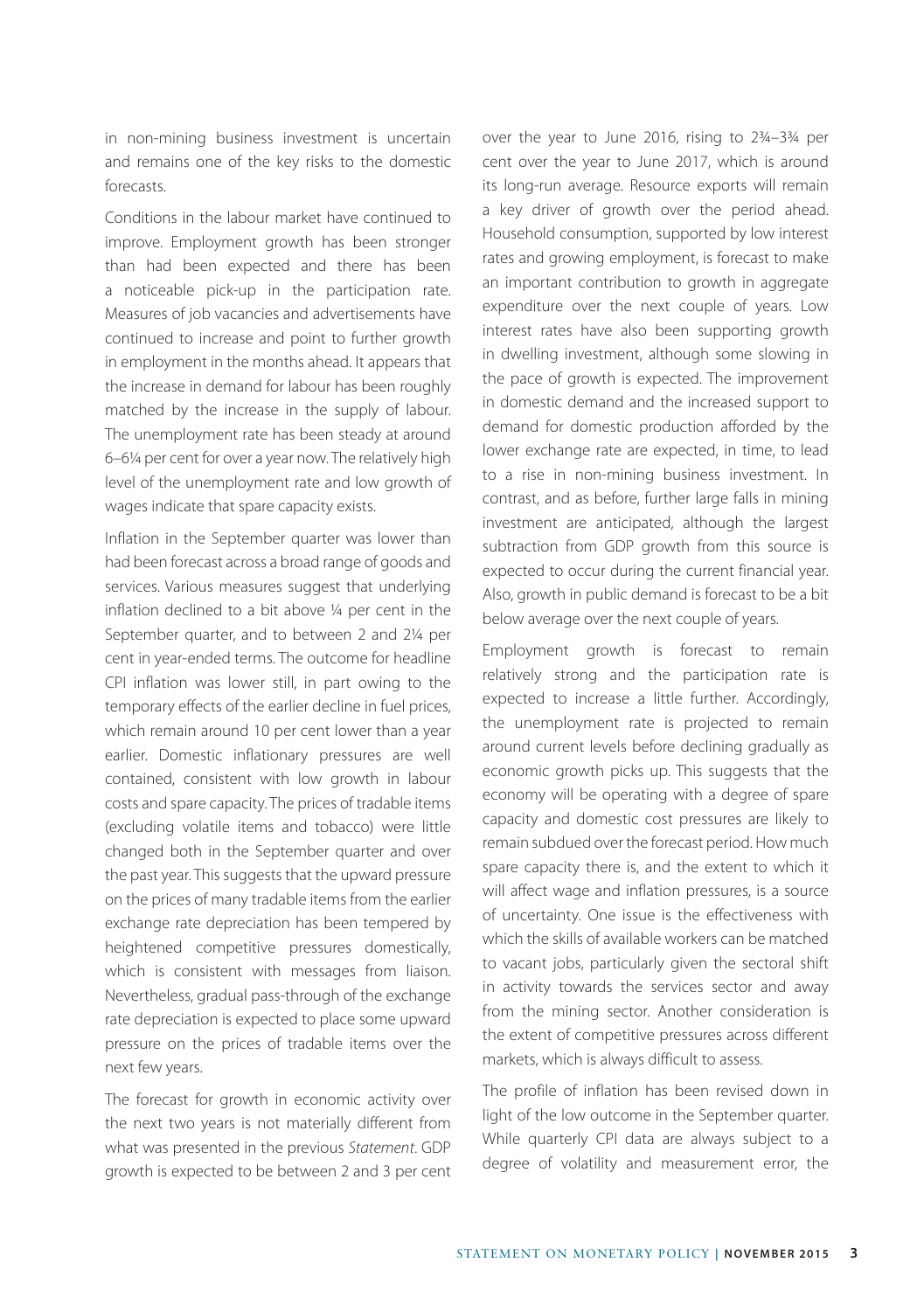in non-mining business investment is uncertain and remains one of the key risks to the domestic forecasts.

Conditions in the labour market have continued to improve. Employment growth has been stronger than had been expected and there has been a noticeable pick-up in the participation rate. Measures of job vacancies and advertisements have continued to increase and point to further growth in employment in the months ahead. It appears that the increase in demand for labour has been roughly matched by the increase in the supply of labour. The unemployment rate has been steady at around 6–6¼ per cent for over a year now. The relatively high level of the unemployment rate and low growth of wages indicate that spare capacity exists.

Inflation in the September quarter was lower than had been forecast across a broad range of goods and services. Various measures suggest that underlying inflation declined to a bit above ¼ per cent in the September quarter, and to between 2 and 2¼ per cent in year-ended terms. The outcome for headline CPI inflation was lower still, in part owing to the temporary effects of the earlier decline in fuel prices, which remain around 10 per cent lower than a year earlier. Domestic inflationary pressures are well contained, consistent with low growth in labour costs and spare capacity. The prices of tradable items (excluding volatile items and tobacco) were little changed both in the September quarter and over the past year. This suggests that the upward pressure on the prices of many tradable items from the earlier exchange rate depreciation has been tempered by heightened competitive pressures domestically, which is consistent with messages from liaison. Nevertheless, gradual pass-through of the exchange rate depreciation is expected to place some upward pressure on the prices of tradable items over the next few years.

The forecast for growth in economic activity over the next two years is not materially different from what was presented in the previous *Statement*. GDP growth is expected to be between 2 and 3 per cent over the year to June 2016, rising to 2¾–3¾ per cent over the year to June 2017, which is around its long-run average. Resource exports will remain a key driver of growth over the period ahead. Household consumption, supported by low interest rates and growing employment, is forecast to make an important contribution to growth in aggregate expenditure over the next couple of years. Low interest rates have also been supporting growth in dwelling investment, although some slowing in the pace of growth is expected. The improvement in domestic demand and the increased support to demand for domestic production afforded by the lower exchange rate are expected, in time, to lead to a rise in non-mining business investment. In contrast, and as before, further large falls in mining investment are anticipated, although the largest subtraction from GDP growth from this source is expected to occur during the current financial year. Also, growth in public demand is forecast to be a bit below average over the next couple of years.

Employment growth is forecast to remain relatively strong and the participation rate is expected to increase a little further. Accordingly, the unemployment rate is projected to remain around current levels before declining gradually as economic growth picks up. This suggests that the economy will be operating with a degree of spare capacity and domestic cost pressures are likely to remain subdued over the forecast period. How much spare capacity there is, and the extent to which it will affect wage and inflation pressures, is a source of uncertainty. One issue is the effectiveness with which the skills of available workers can be matched to vacant jobs, particularly given the sectoral shift in activity towards the services sector and away from the mining sector. Another consideration is the extent of competitive pressures across different markets, which is always difficult to assess.

The profile of inflation has been revised down in light of the low outcome in the September quarter. While quarterly CPI data are always subject to a degree of volatility and measurement error, the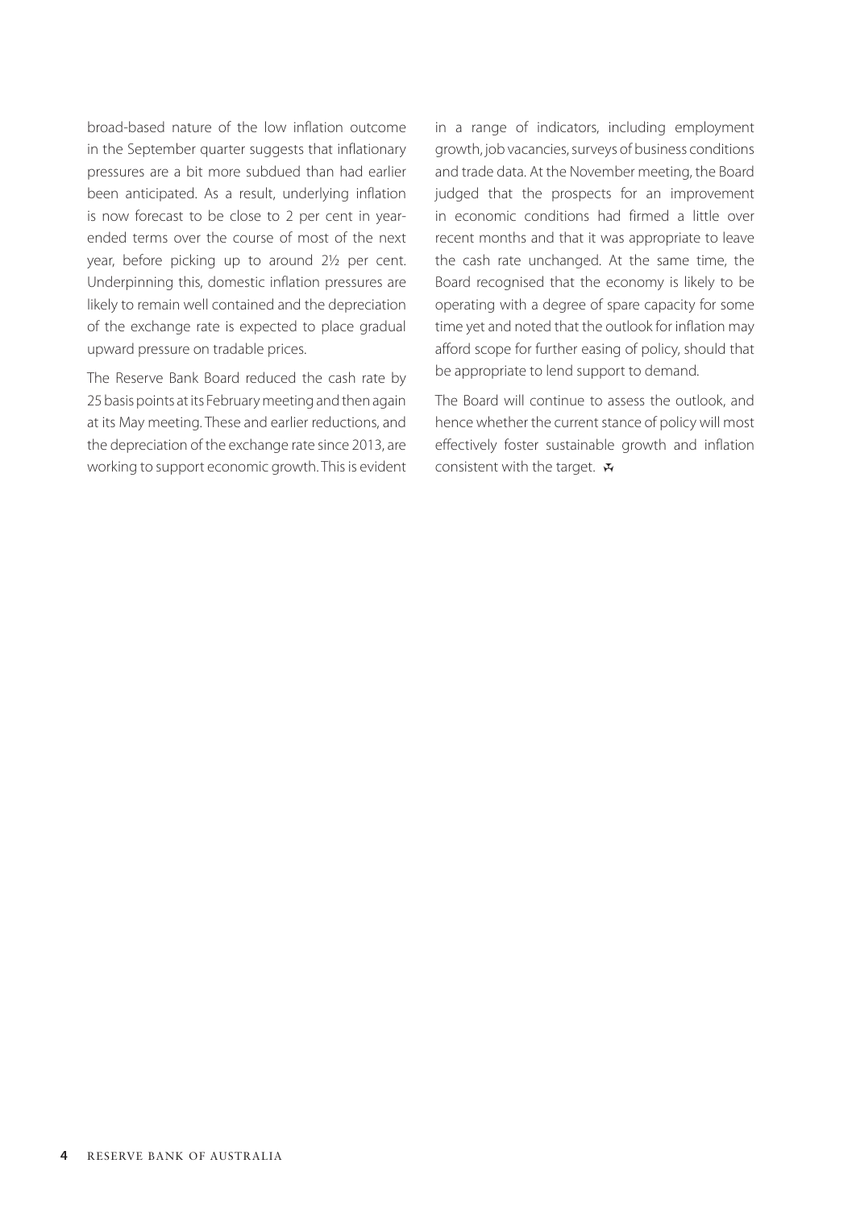broad-based nature of the low inflation outcome in the September quarter suggests that inflationary pressures are a bit more subdued than had earlier been anticipated. As a result, underlying inflation is now forecast to be close to 2 per cent in year-ended terms over the course of most of the next year, before picking up to around 2½ per cent. Underpinning this, domestic inflation pressures are likely to remain well contained and the depreciation of the exchange rate is expected to place gradual upward pressure on tradable prices.

The Reserve Bank Board reduced the cash rate by 25 basis points at its February meeting and then again at its May meeting. These and earlier reductions, and the depreciation of the exchange rate since 2013, are working to support economic growth. This is evident in a range of indicators, including employment growth, job vacancies, surveys of business conditions and trade data. At the November meeting, the Board judged that the prospects for an improvement in economic conditions had firmed a little over recent months and that it was appropriate to leave the cash rate unchanged. At the same time, the Board recognised that the economy is likely to be operating with a degree of spare capacity for some time yet and noted that the outlook for inflation may afford scope for further easing of policy, should that be appropriate to lend support to demand.

The Board will continue to assess the outlook, and hence whether the current stance of policy will most effectively foster sustainable growth and inflation consistent with the target.